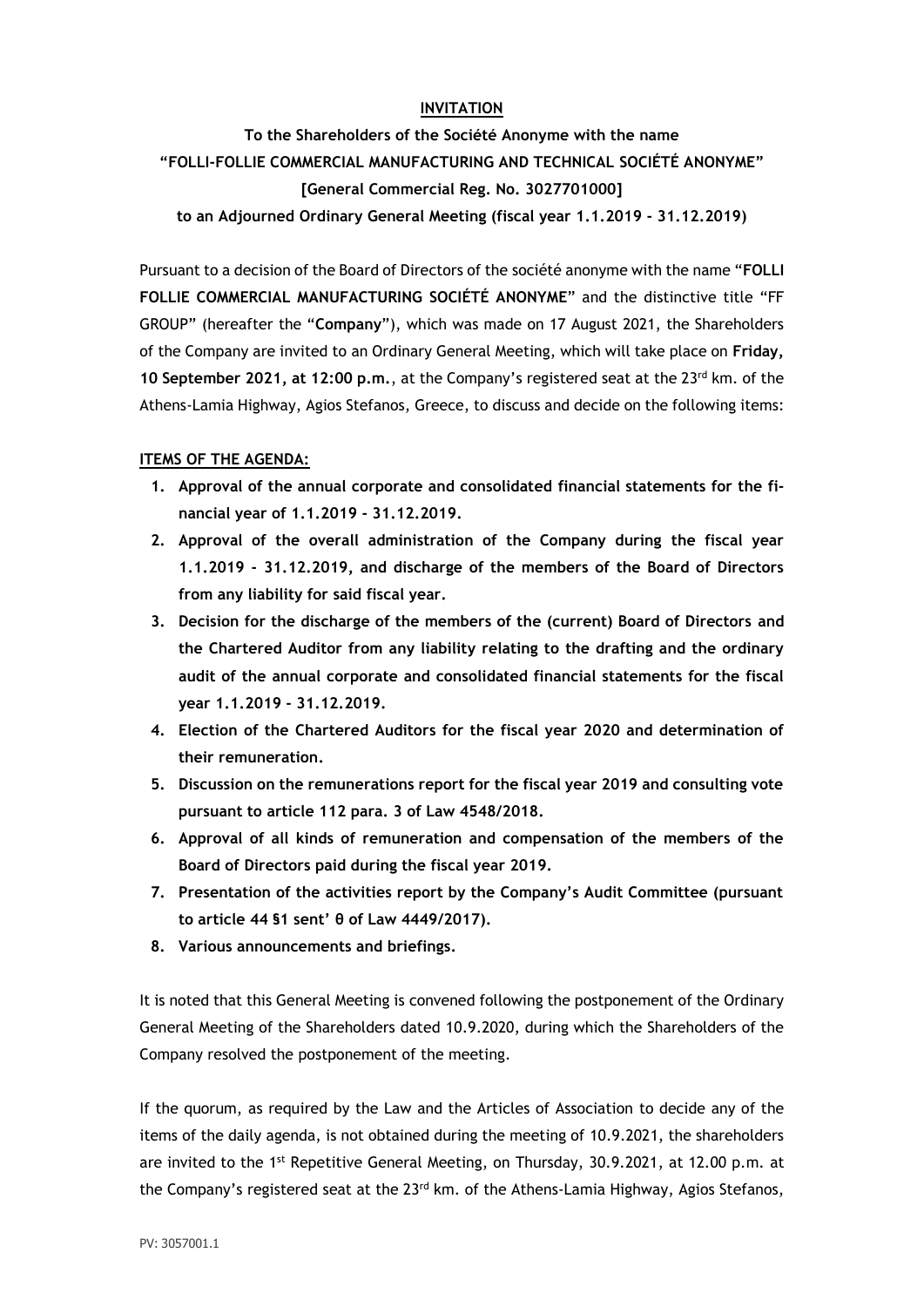**INVITATION**

**To the Shareholders of the Société Anonyme with the name**
**"FOLLI-FOLLIE COMMERCIAL MANUFACTURING AND TECHNICAL SOCIÉTÉ ANONYME"**
**[General Commercial Reg. No. 3027701000]**
**to an Adjourned Ordinary General Meeting (fiscal year 1.1.2019 – 31.12.2019)**

Pursuant to a decision of the Board of Directors of the société anonyme with the name "**FOLLI FOLLIE COMMERCIAL MANUFACTURING SOCIÉTÉ ANONYME**" and the distinctive title "FF GROUP" (hereafter the "**Company**"), which was made on 17 August 2021, the Shareholders of the Company are invited to an Ordinary General Meeting, which will take place on **Friday, 10 September 2021, at 12:00 p.m.**, at the Company's registered seat at the 23rd km. of the Athens-Lamia Highway, Agios Stefanos, Greece, to discuss and decide on the following items:

**ITEMS OF THE AGENDA:**

1. **Approval of the annual corporate and consolidated financial statements for the financial year of 1.1.2019 - 31.12.2019.**
2. **Approval of the overall administration of the Company during the fiscal year 1.1.2019 - 31.12.2019, and discharge of the members of the Board of Directors from any liability for said fiscal year.**
3. **Decision for the discharge of the members of the (current) Board of Directors and the Chartered Auditor from any liability relating to the drafting and the ordinary audit of the annual corporate and consolidated financial statements for the fiscal year 1.1.2019 – 31.12.2019.**
4. **Election of the Chartered Auditors for the fiscal year 2020 and determination of their remuneration.**
5. **Discussion on the remunerations report for the fiscal year 2019 and consulting vote pursuant to article 112 para. 3 of Law 4548/2018.**
6. **Approval of all kinds of remuneration and compensation of the members of the Board of Directors paid during the fiscal year 2019.**
7. **Presentation of the activities report by the Company's Audit Committee (pursuant to article 44 §1 sent' θ of Law 4449/2017).**
8. **Various announcements and briefings.**

It is noted that this General Meeting is convened following the postponement of the Ordinary General Meeting of the Shareholders dated 10.9.2020, during which the Shareholders of the Company resolved the postponement of the meeting.

If the quorum, as required by the Law and the Articles of Association to decide any of the items of the daily agenda, is not obtained during the meeting of 10.9.2021, the shareholders are invited to the 1st Repetitive General Meeting, on Thursday, 30.9.2021, at 12.00 p.m. at the Company's registered seat at the 23rd km. of the Athens-Lamia Highway, Agios Stefanos,

PV: 3057001.1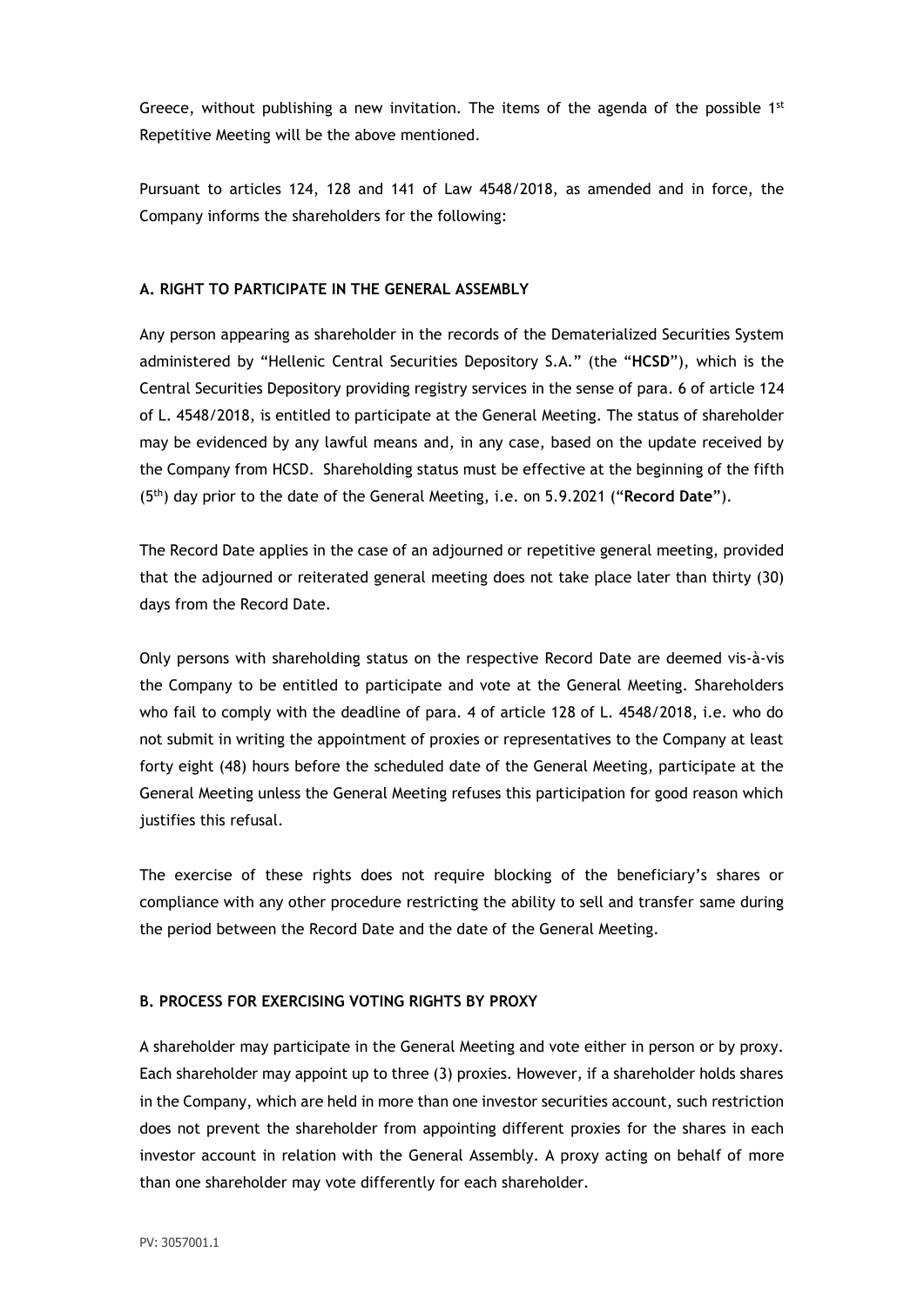Greece, without publishing a new invitation. The items of the agenda of the possible 1st Repetitive Meeting will be the above mentioned.

Pursuant to articles 124, 128 and 141 of Law 4548/2018, as amended and in force, the Company informs the shareholders for the following:

**A. RIGHT TO PARTICIPATE IN THE GENERAL ASSEMBLY**

Any person appearing as shareholder in the records of the Dematerialized Securities System administered by "Hellenic Central Securities Depository S.A." (the "**HCSD**"), which is the Central Securities Depository providing registry services in the sense of para. 6 of article 124 of L. 4548/2018, is entitled to participate at the General Meeting. The status of shareholder may be evidenced by any lawful means and, in any case, based on the update received by the Company from HCSD. Shareholding status must be effective at the beginning of the fifth (5th) day prior to the date of the General Meeting, i.e. on 5.9.2021 ("**Record Date**").

The Record Date applies in the case of an adjourned or repetitive general meeting, provided that the adjourned or reiterated general meeting does not take place later than thirty (30) days from the Record Date.

Only persons with shareholding status on the respective Record Date are deemed vis-à-vis the Company to be entitled to participate and vote at the General Meeting. Shareholders who fail to comply with the deadline of para. 4 of article 128 of L. 4548/2018, i.e. who do not submit in writing the appointment of proxies or representatives to the Company at least forty eight (48) hours before the scheduled date of the General Meeting, participate at the General Meeting unless the General Meeting refuses this participation for good reason which justifies this refusal.

The exercise of these rights does not require blocking of the beneficiary's shares or compliance with any other procedure restricting the ability to sell and transfer same during the period between the Record Date and the date of the General Meeting.

**B. PROCESS FOR EXERCISING VOTING RIGHTS BY PROXY**

A shareholder may participate in the General Meeting and vote either in person or by proxy. Each shareholder may appoint up to three (3) proxies. However, if a shareholder holds shares in the Company, which are held in more than one investor securities account, such restriction does not prevent the shareholder from appointing different proxies for the shares in each investor account in relation with the General Assembly. A proxy acting on behalf of more than one shareholder may vote differently for each shareholder.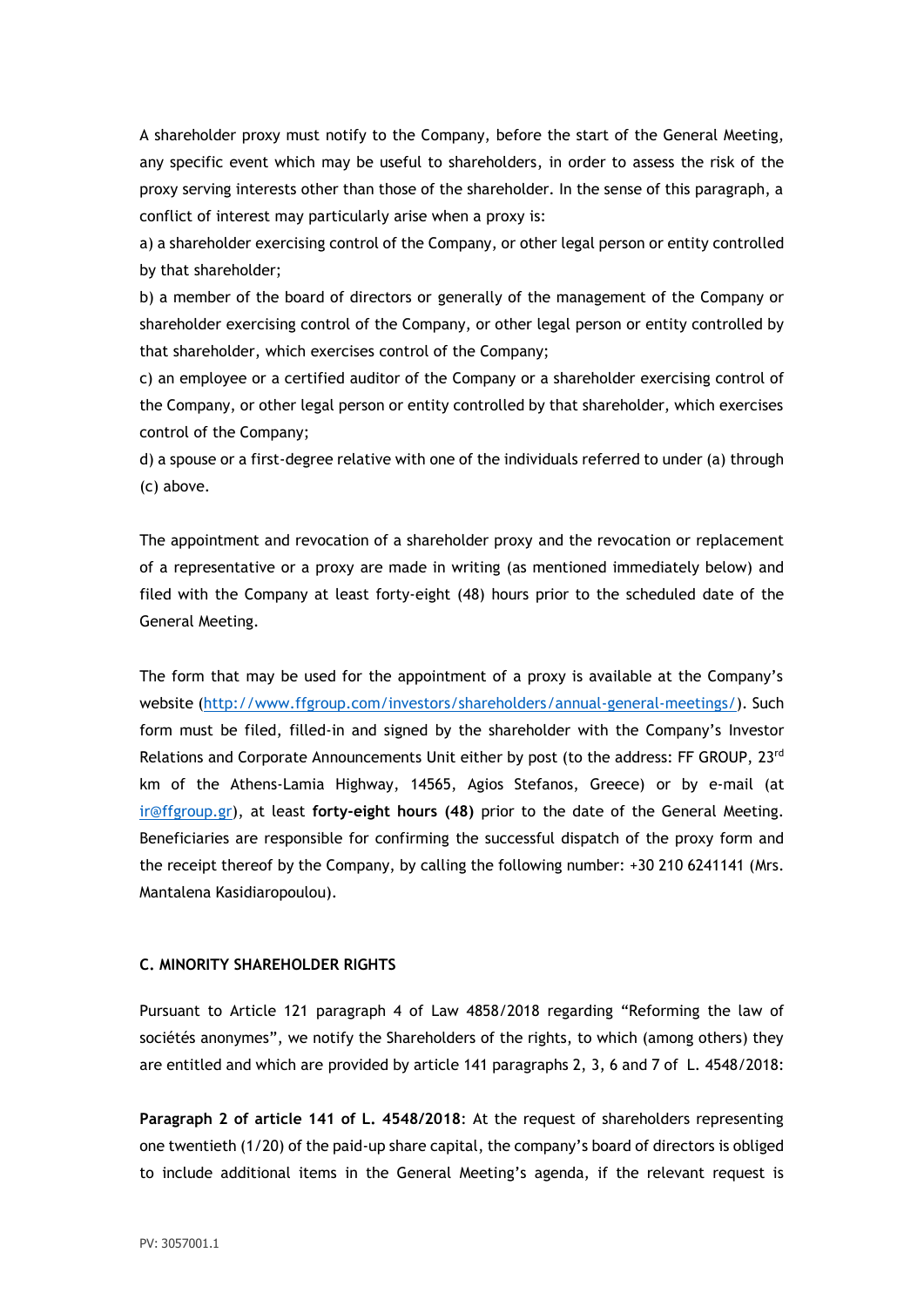A shareholder proxy must notify to the Company, before the start of the General Meeting, any specific event which may be useful to shareholders, in order to assess the risk of the proxy serving interests other than those of the shareholder. In the sense of this paragraph, a conflict of interest may particularly arise when a proxy is:

a) a shareholder exercising control of the Company, or other legal person or entity controlled by that shareholder;

b) a member of the board of directors or generally of the management of the Company or shareholder exercising control of the Company, or other legal person or entity controlled by that shareholder, which exercises control of the Company;

c) an employee or a certified auditor of the Company or a shareholder exercising control of the Company, or other legal person or entity controlled by that shareholder, which exercises control of the Company;

d) a spouse or a first-degree relative with one of the individuals referred to under (a) through (c) above.

The appointment and revocation of a shareholder proxy and the revocation or replacement of a representative or a proxy are made in writing (as mentioned immediately below) and filed with the Company at least forty-eight (48) hours prior to the scheduled date of the General Meeting.

The form that may be used for the appointment of a proxy is available at the Company's website (http://www.ffgroup.com/investors/shareholders/annual-general-meetings/). Such form must be filed, filled-in and signed by the shareholder with the Company's Investor Relations and Corporate Announcements Unit either by post (to the address: FF GROUP, 23rd km of the Athens-Lamia Highway, 14565, Agios Stefanos, Greece) or by e-mail (at ir@ffgroup.gr), at least **forty-eight hours (48)** prior to the date of the General Meeting. Beneficiaries are responsible for confirming the successful dispatch of the proxy form and the receipt thereof by the Company, by calling the following number: +30 210 6241141 (Mrs. Mantalena Kasidiaropoulou).

### C. MINORITY SHAREHOLDER RIGHTS

Pursuant to Article 121 paragraph 4 of Law 4858/2018 regarding "Reforming the law of sociétés anonymes", we notify the Shareholders of the rights, to which (among others) they are entitled and which are provided by article 141 paragraphs 2, 3, 6 and 7 of L. 4548/2018:

**Paragraph 2 of article 141 of L. 4548/2018**: At the request of shareholders representing one twentieth (1/20) of the paid-up share capital, the company's board of directors is obliged to include additional items in the General Meeting's agenda, if the relevant request is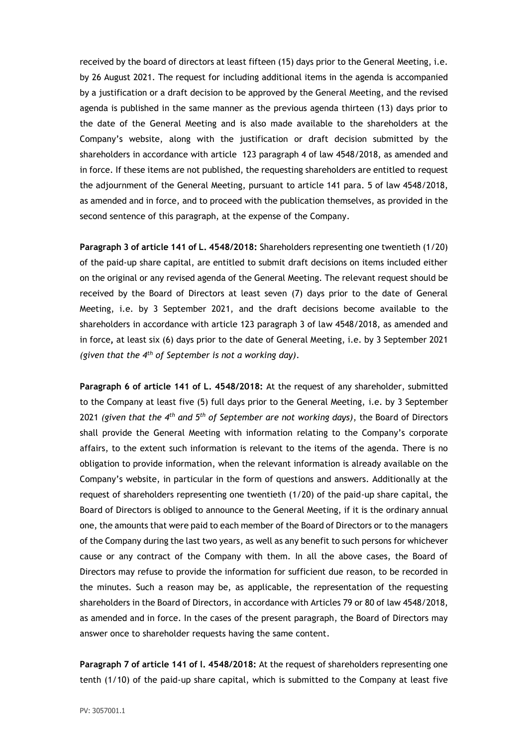received by the board of directors at least fifteen (15) days prior to the General Meeting, i.e. by 26 August 2021. The request for including additional items in the agenda is accompanied by a justification or a draft decision to be approved by the General Meeting, and the revised agenda is published in the same manner as the previous agenda thirteen (13) days prior to the date of the General Meeting and is also made available to the shareholders at the Company's website, along with the justification or draft decision submitted by the shareholders in accordance with article 123 paragraph 4 of law 4548/2018, as amended and in force. If these items are not published, the requesting shareholders are entitled to request the adjournment of the General Meeting, pursuant to article 141 para. 5 of law 4548/2018, as amended and in force, and to proceed with the publication themselves, as provided in the second sentence of this paragraph, at the expense of the Company.

**Paragraph 3 of article 141 of L. 4548/2018:** Shareholders representing one twentieth (1/20) of the paid-up share capital, are entitled to submit draft decisions on items included either on the original or any revised agenda of the General Meeting. The relevant request should be received by the Board of Directors at least seven (7) days prior to the date of General Meeting, i.e. by 3 September 2021, and the draft decisions become available to the shareholders in accordance with article 123 paragraph 3 of law 4548/2018, as amended and in force, at least six (6) days prior to the date of General Meeting, i.e. by 3 September 2021 *(given that the 4th of September is not a working day)*.

**Paragraph 6 of article 141 of L. 4548/2018:** At the request of any shareholder, submitted to the Company at least five (5) full days prior to the General Meeting, i.e. by 3 September 2021 *(given that the 4th and 5th of September are not working days)*, the Board of Directors shall provide the General Meeting with information relating to the Company's corporate affairs, to the extent such information is relevant to the items of the agenda. There is no obligation to provide information, when the relevant information is already available on the Company's website, in particular in the form of questions and answers. Additionally at the request of shareholders representing one twentieth (1/20) of the paid-up share capital, the Board of Directors is obliged to announce to the General Meeting, if it is the ordinary annual one, the amounts that were paid to each member of the Board of Directors or to the managers of the Company during the last two years, as well as any benefit to such persons for whichever cause or any contract of the Company with them. In all the above cases, the Board of Directors may refuse to provide the information for sufficient due reason, to be recorded in the minutes. Such a reason may be, as applicable, the representation of the requesting shareholders in the Board of Directors, in accordance with Articles 79 or 80 of law 4548/2018, as amended and in force. In the cases of the present paragraph, the Board of Directors may answer once to shareholder requests having the same content.

**Paragraph 7 of article 141 of l. 4548/2018:** At the request of shareholders representing one tenth (1/10) of the paid-up share capital, which is submitted to the Company at least five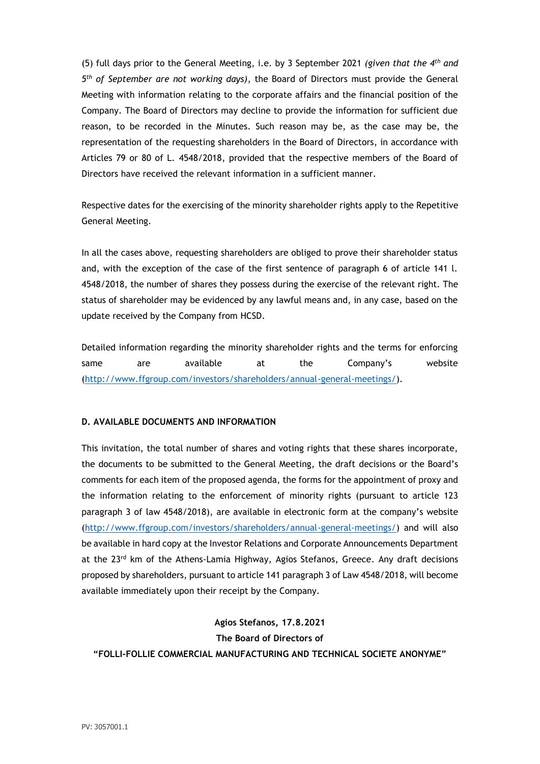(5) full days prior to the General Meeting, i.e. by 3 September 2021 *(given that the 4th and 5th of September are not working days)*, the Board of Directors must provide the General Meeting with information relating to the corporate affairs and the financial position of the Company. The Board of Directors may decline to provide the information for sufficient due reason, to be recorded in the Minutes. Such reason may be, as the case may be, the representation of the requesting shareholders in the Board of Directors, in accordance with Articles 79 or 80 of L. 4548/2018, provided that the respective members of the Board of Directors have received the relevant information in a sufficient manner.

Respective dates for the exercising of the minority shareholder rights apply to the Repetitive General Meeting.

In all the cases above, requesting shareholders are obliged to prove their shareholder status and, with the exception of the case of the first sentence of paragraph 6 of article 141 l. 4548/2018, the number of shares they possess during the exercise of the relevant right. The status of shareholder may be evidenced by any lawful means and, in any case, based on the update received by the Company from HCSD.

Detailed information regarding the minority shareholder rights and the terms for enforcing same are available at the Company's website (http://www.ffgroup.com/investors/shareholders/annual-general-meetings/).

**D. AVAILABLE DOCUMENTS AND INFORMATION**

This invitation, the total number of shares and voting rights that these shares incorporate, the documents to be submitted to the General Meeting, the draft decisions or the Board's comments for each item of the proposed agenda, the forms for the appointment of proxy and the information relating to the enforcement of minority rights (pursuant to article 123 paragraph 3 of law 4548/2018), are available in electronic form at the company's website (http://www.ffgroup.com/investors/shareholders/annual-general-meetings/) and will also be available in hard copy at the Investor Relations and Corporate Announcements Department at the 23rd km of the Athens-Lamia Highway, Agios Stefanos, Greece. Any draft decisions proposed by shareholders, pursuant to article 141 paragraph 3 of Law 4548/2018, will become available immediately upon their receipt by the Company.

**Agios Stefanos, 17.8.2021**

**The Board of Directors of**

**"FOLLI-FOLLIE COMMERCIAL MANUFACTURING AND TECHNICAL SOCIETE ANONYME"**

PV: 3057001.1